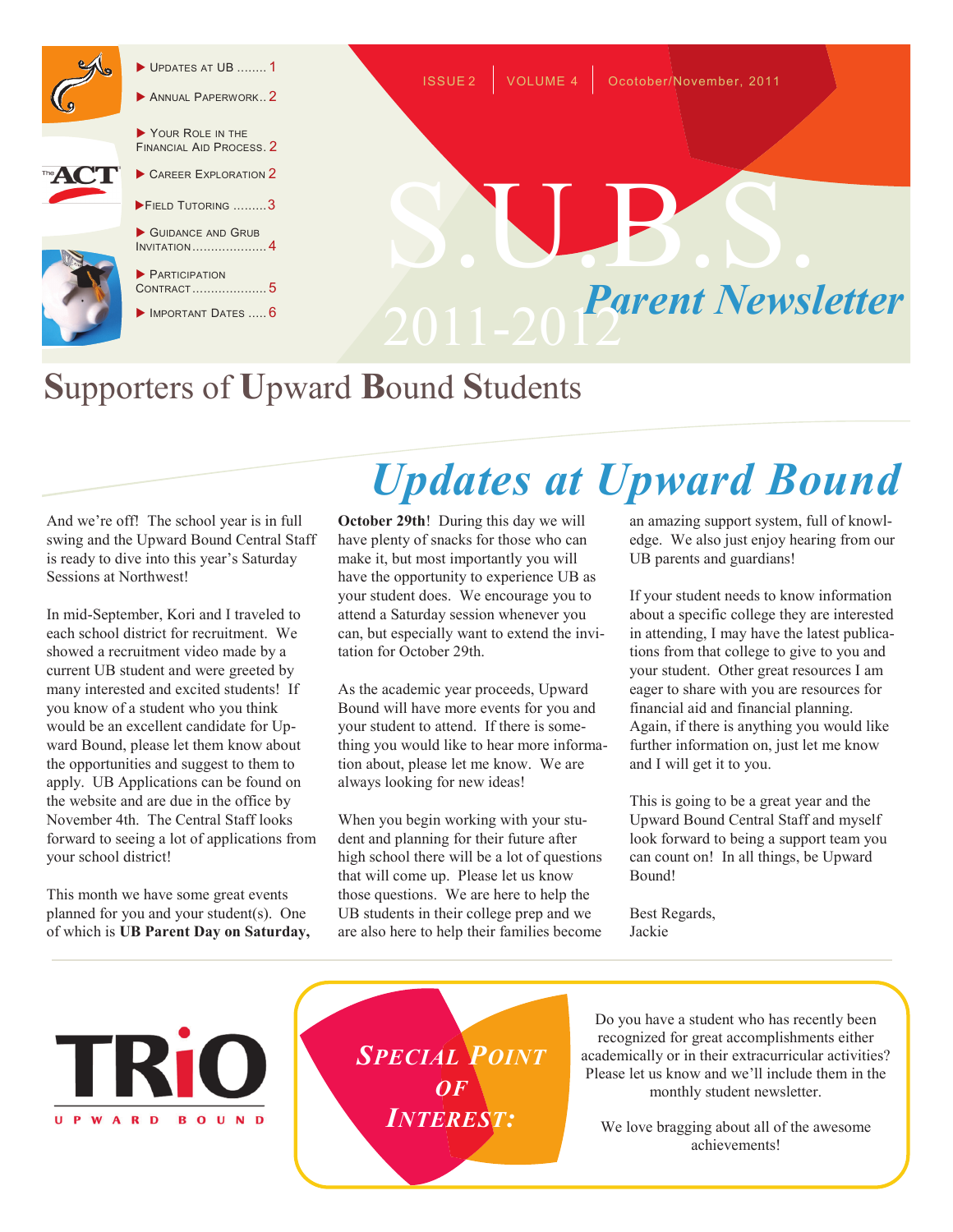- Updates at UB ........ 1
- Annual Paperwork.. 2
- Your Role in the Financial Aid Process. 2
- Career Exploration 2
- Field Tutoring .........3
- Guidance and Grub Invitation.................... 4
- Participation Contract.................... 5
- Important Dates ..... 6

ISSUE 2 | VOLUME 4 | Ocotober/November, 2011

# S.U.B.S.

## 2011-2012 *Parent Newsletter*

## Supporters of Upward Bound Students

# *Updates at Upward Bound*

And we're off! The school year is in full swing and the Upward Bound Central Staff is ready to dive into this year's Saturday Sessions at Northwest!

In mid-September, Kori and I traveled to each school district for recruitment. We showed a recruitment video made by a current UB student and were greeted by many interested and excited students! If you know of a student who you think would be an excellent candidate for Upward Bound, please let them know about the opportunities and suggest to them to apply. UB Applications can be found on the website and are due in the office by November 4th. The Central Staff looks forward to seeing a lot of applications from your school district!

This month we have some great events planned for you and your student(s). One of which is **UB Parent Day on Saturday, October 29th**! During this day we will have plenty of snacks for those who can make it, but most importantly you will have the opportunity to experience UB as your student does. We encourage you to attend a Saturday session whenever you can, but especially want to extend the invitation for October 29th.

As the academic year proceeds, Upward Bound will have more events for you and your student to attend. If there is something you would like to hear more information about, please let me know. We are always looking for new ideas!

When you begin working with your student and planning for their future after high school there will be a lot of questions that will come up. Please let us know those questions. We are here to help the UB students in their college prep and we are also here to help their families become an amazing support system, full of knowledge. We also just enjoy hearing from our UB parents and guardians!

If your student needs to know information about a specific college they are interested in attending, I may have the latest publications from that college to give to you and your student. Other great resources I am eager to share with you are resources for financial aid and financial planning. Again, if there is anything you would like further information on, just let me know and I will get it to you.

This is going to be a great year and the Upward Bound Central Staff and myself look forward to being a support team you can count on! In all things, be Upward Bound!

Best Regards,
Jackie

TRiO UPWARD BOUND

***Special Point of Interest:***

Do you have a student who has recently been recognized for great accomplishments either academically or in their extracurricular activities? Please let us know and we'll include them in the monthly student newsletter.

We love bragging about all of the awesome achievements!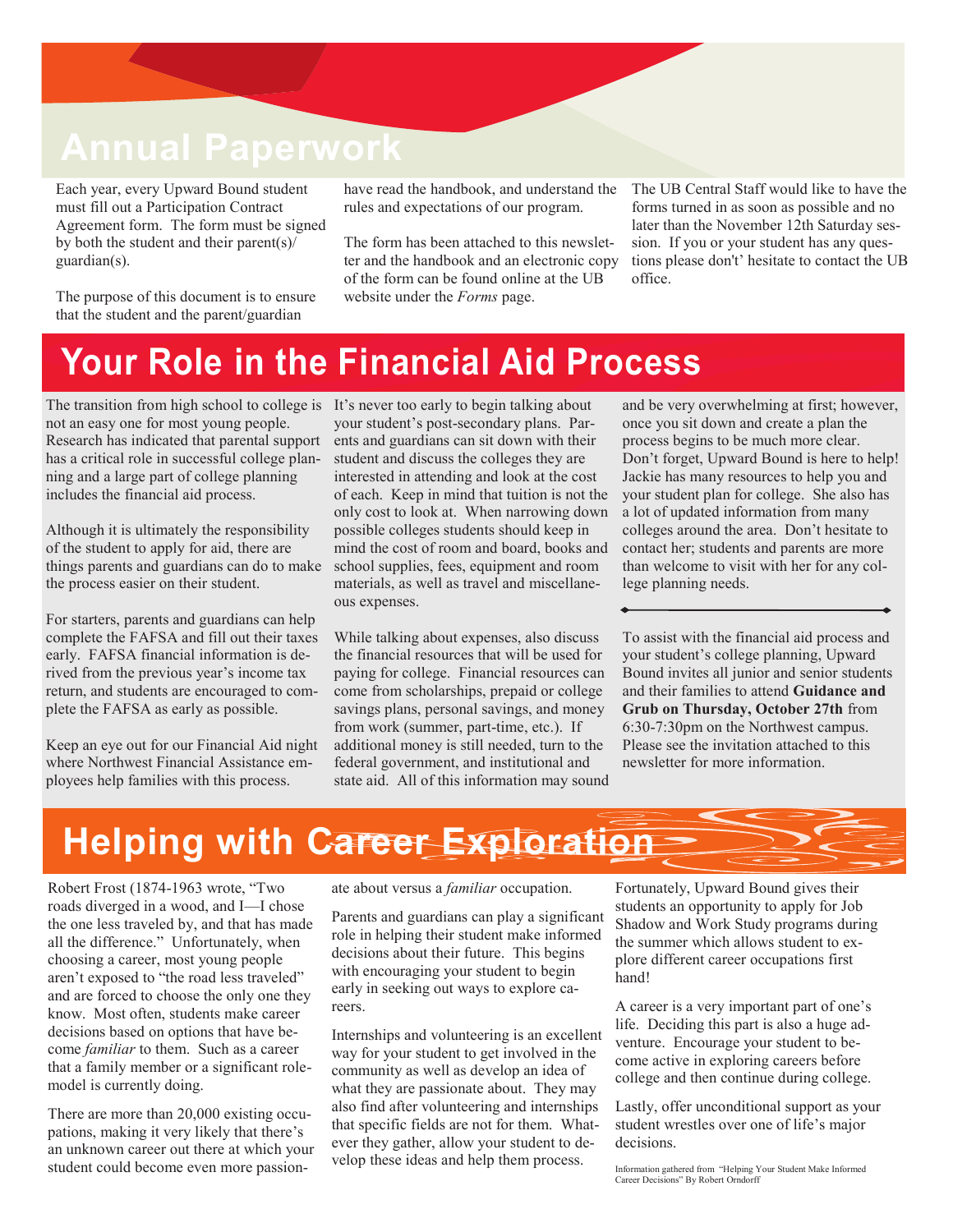## Annual Paperwork

Each year, every Upward Bound student must fill out a Participation Contract Agreement form. The form must be signed by both the student and their parent(s)/ guardian(s).

The purpose of this document is to ensure that the student and the parent/guardian have read the handbook, and understand the rules and expectations of our program.

The form has been attached to this newsletter and the handbook and an electronic copy of the form can be found online at the UB website under the *Forms* page.

The UB Central Staff would like to have the forms turned in as soon as possible and no later than the November 12th Saturday session. If you or your student has any questions please don't' hesitate to contact the UB office.

## Your Role in the Financial Aid Process

The transition from high school to college is not an easy one for most young people. Research has indicated that parental support has a critical role in successful college planning and a large part of college planning includes the financial aid process.

Although it is ultimately the responsibility of the student to apply for aid, there are things parents and guardians can do to make the process easier on their student.

For starters, parents and guardians can help complete the FAFSA and fill out their taxes early. FAFSA financial information is derived from the previous year's income tax return, and students are encouraged to complete the FAFSA as early as possible.

Keep an eye out for our Financial Aid night where Northwest Financial Assistance employees help families with this process.

It's never too early to begin talking about your student's post-secondary plans. Parents and guardians can sit down with their student and discuss the colleges they are interested in attending and look at the cost of each. Keep in mind that tuition is not the only cost to look at. When narrowing down possible colleges students should keep in mind the cost of room and board, books and school supplies, fees, equipment and room materials, as well as travel and miscellaneous expenses.

While talking about expenses, also discuss the financial resources that will be used for paying for college. Financial resources can come from scholarships, prepaid or college savings plans, personal savings, and money from work (summer, part-time, etc.). If additional money is still needed, turn to the federal government, and institutional and state aid. All of this information may sound and be very overwhelming at first; however, once you sit down and create a plan the process begins to be much more clear. Don't forget, Upward Bound is here to help! Jackie has many resources to help you and your student plan for college. She also has a lot of updated information from many colleges around the area. Don't hesitate to contact her; students and parents are more than welcome to visit with her for any college planning needs.

---

To assist with the financial aid process and your student's college planning, Upward Bound invites all junior and senior students and their families to attend **Guidance and Grub on Thursday, October 27th** from 6:30-7:30pm on the Northwest campus. Please see the invitation attached to this newsletter for more information.

## Helping with Career Exploration

Robert Frost (1874-1963 wrote, "Two roads diverged in a wood, and I—I chose the one less traveled by, and that has made all the difference." Unfortunately, when choosing a career, most young people aren't exposed to "the road less traveled" and are forced to choose the only one they know. Most often, students make career decisions based on options that have become *familiar* to them. Such as a career that a family member or a significant role-model is currently doing.

There are more than 20,000 existing occupations, making it very likely that there's an unknown career out there at which your student could become even more passionate about versus a *familiar* occupation.

Parents and guardians can play a significant role in helping their student make informed decisions about their future. This begins with encouraging your student to begin early in seeking out ways to explore careers.

Internships and volunteering is an excellent way for your student to get involved in the community as well as develop an idea of what they are passionate about. They may also find after volunteering and internships that specific fields are not for them. Whatever they gather, allow your student to develop these ideas and help them process.

Fortunately, Upward Bound gives their students an opportunity to apply for Job Shadow and Work Study programs during the summer which allows student to explore different career occupations first hand!

A career is a very important part of one's life. Deciding this part is also a huge adventure. Encourage your student to become active in exploring careers before college and then continue during college.

Lastly, offer unconditional support as your student wrestles over one of life's major decisions.

Information gathered from "Helping Your Student Make Informed Career Decisions" By Robert Orndorff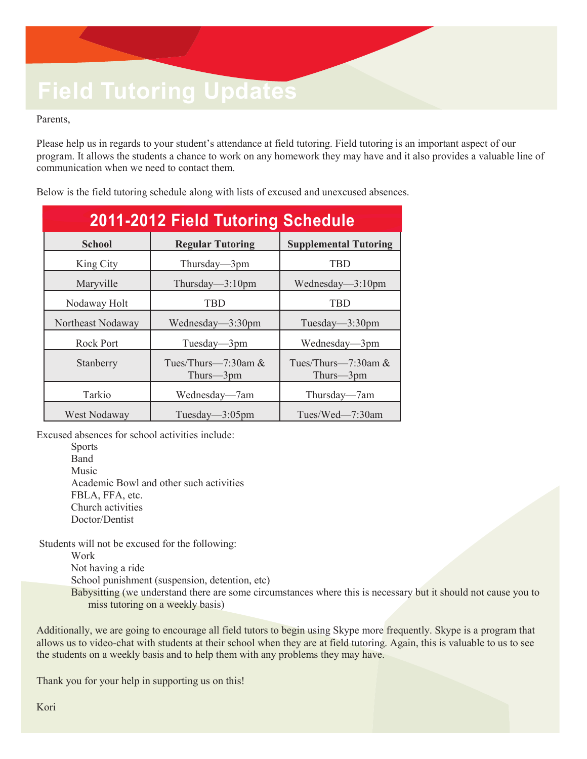# Field Tutoring Updates

Parents,

Please help us in regards to your student's attendance at field tutoring. Field tutoring is an important aspect of our program. It allows the students a chance to work on any homework they may have and it also provides a valuable line of communication when we need to contact them.

Below is the field tutoring schedule along with lists of excused and unexcused absences.

## 2011-2012 Field Tutoring Schedule

| School | Regular Tutoring | Supplemental Tutoring |
|---|---|---|
| King City | Thursday—3pm | TBD |
| Maryville | Thursday—3:10pm | Wednesday—3:10pm |
| Nodaway Holt | TBD | TBD |
| Northeast Nodaway | Wednesday—3:30pm | Tuesday—3:30pm |
| Rock Port | Tuesday—3pm | Wednesday—3pm |
| Stanberry | Tues/Thurs—7:30am & Thurs—3pm | Tues/Thurs—7:30am & Thurs—3pm |
| Tarkio | Wednesday—7am | Thursday—7am |
| West Nodaway | Tuesday—3:05pm | Tues/Wed—7:30am |

Excused absences for school activities include:

- Sports
- Band
- Music
- Academic Bowl and other such activities
- FBLA, FFA, etc.
- Church activities
- Doctor/Dentist

Students will not be excused for the following:

- Work
- Not having a ride
- School punishment (suspension, detention, etc)
- Babysitting (we understand there are some circumstances where this is necessary but it should not cause you to miss tutoring on a weekly basis)

Additionally, we are going to encourage all field tutors to begin using Skype more frequently. Skype is a program that allows us to video-chat with students at their school when they are at field tutoring. Again, this is valuable to us to see the students on a weekly basis and to help them with any problems they may have.

Thank you for your help in supporting us on this!

Kori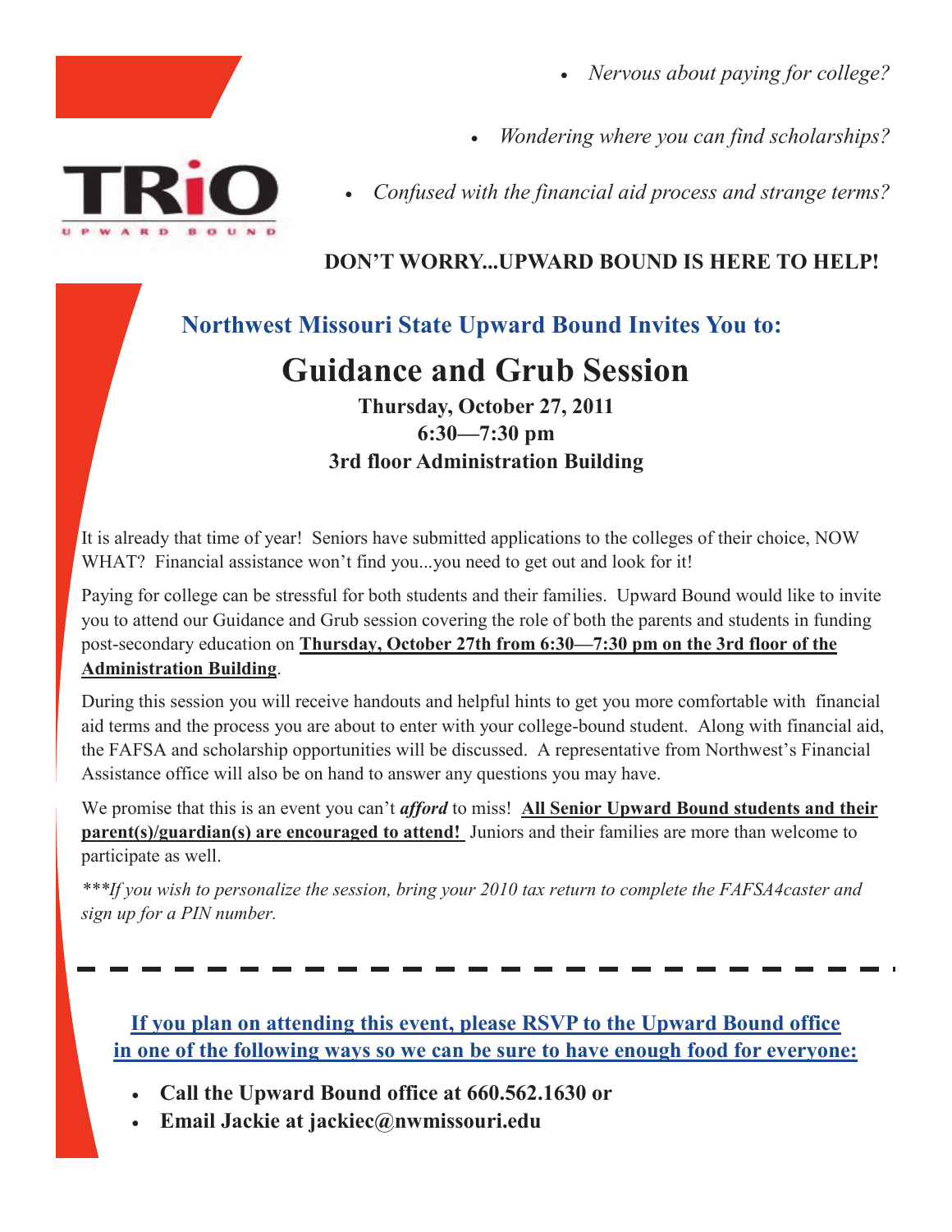TRIO

UPWARD BOUND

- *Nervous about paying for college?*
- *Wondering where you can find scholarships?*
- *Confused with the financial aid process and strange terms?*

**DON'T WORRY...UPWARD BOUND IS HERE TO HELP!**

## Northwest Missouri State Upward Bound Invites You to:

# Guidance and Grub Session

**Thursday, October 27, 2011**
**6:30—7:30 pm**
**3rd floor Administration Building**

It is already that time of year! Seniors have submitted applications to the colleges of their choice, NOW WHAT? Financial assistance won't find you...you need to get out and look for it!

Paying for college can be stressful for both students and their families. Upward Bound would like to invite you to attend our Guidance and Grub session covering the role of both the parents and students in funding post-secondary education on **Thursday, October 27th from 6:30—7:30 pm on the 3rd floor of the Administration Building**.

During this session you will receive handouts and helpful hints to get you more comfortable with financial aid terms and the process you are about to enter with your college-bound student. Along with financial aid, the FAFSA and scholarship opportunities will be discussed. A representative from Northwest's Financial Assistance office will also be on hand to answer any questions you may have.

We promise that this is an event you can't ***afford*** to miss! **All Senior Upward Bound students and their parent(s)/guardian(s) are encouraged to attend!** Juniors and their families are more than welcome to participate as well.

****If you wish to personalize the session, bring your 2010 tax return to complete the FAFSA4caster and sign up for a PIN number.*

---

**If you plan on attending this event, please RSVP to the Upward Bound office in one of the following ways so we can be sure to have enough food for everyone:**

- **Call the Upward Bound office at 660.562.1630 or**
- **Email Jackie at jackiec@nwmissouri.edu**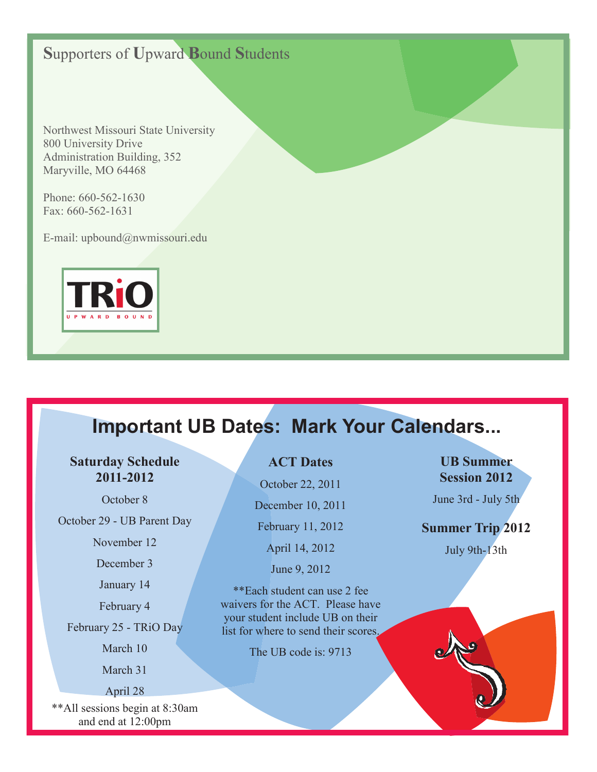**S**upporters of **U**pward **B**ound **S**tudents

Northwest Missouri State University
800 University Drive
Administration Building, 352
Maryville, MO 64468

Phone: 660-562-1630
Fax: 660-562-1631

E-mail: upbound@nwmissouri.edu

TRiO
UPWARD BOUND

# Important UB Dates: Mark Your Calendars...

### Saturday Schedule 2011-2012

October 8

October 29 - UB Parent Day

November 12

December 3

January 14

February 4

February 25 - TRiO Day

March 10

March 31

April 28

**All sessions begin at 8:30am and end at 12:00pm

### ACT Dates

October 22, 2011

December 10, 2011

February 11, 2012

April 14, 2012

June 9, 2012

**Each student can use 2 fee waivers for the ACT. Please have your student include UB on their list for where to send their scores.

The UB code is: 9713

### UB Summer Session 2012

June 3rd - July 5th

### Summer Trip 2012

July 9th-13th